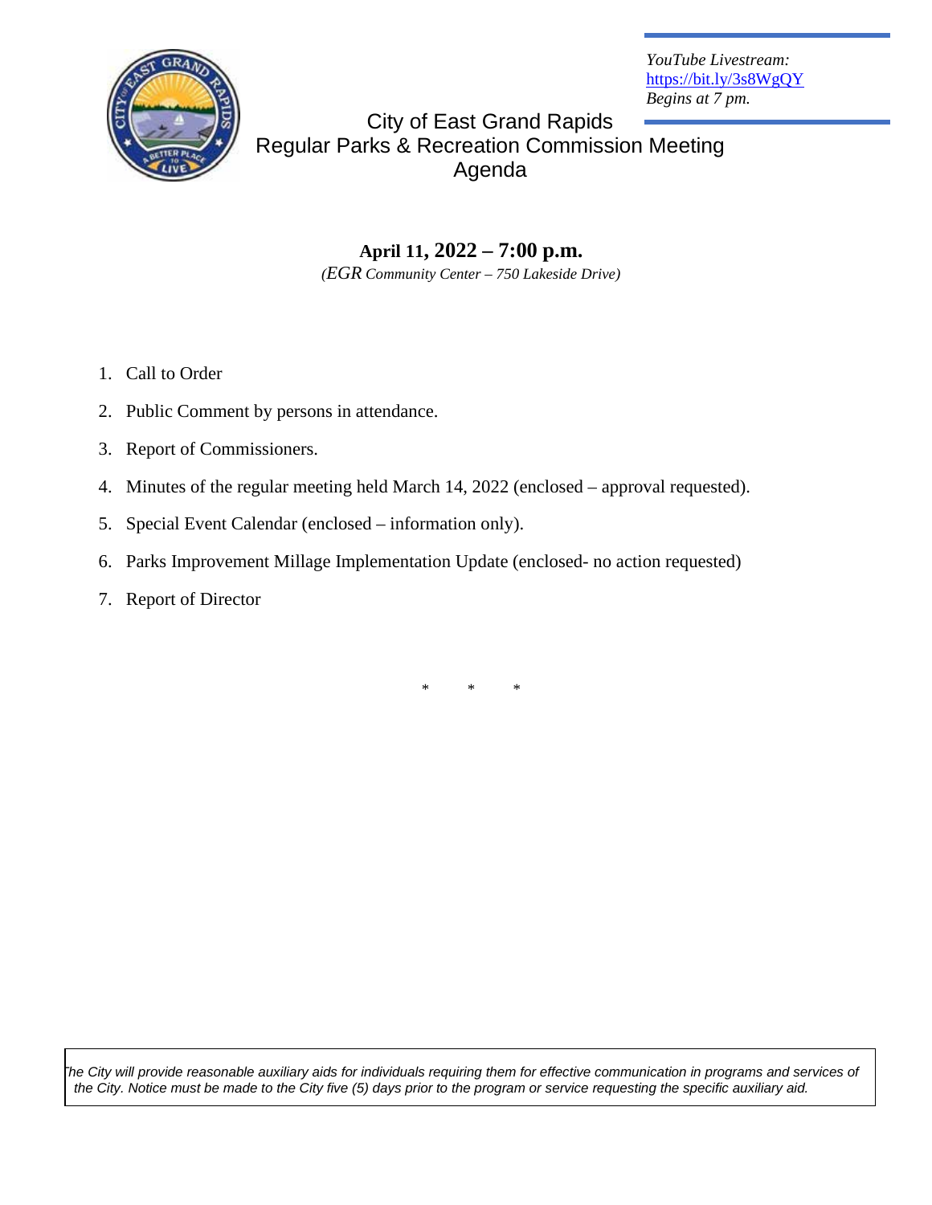*YouTube Livestream:*
*[https://bit.ly/3s8WgQY](https://bit.ly/3s8WgQY)*
*Begins at 7 pm.*

# City of East Grand Rapids
## Regular Parks & Recreation Commission Meeting
## Agenda

**April 11, 2022 – 7:00 p.m.**

*(EGR Community Center – 750 Lakeside Drive)*

1. Call to Order
2. Public Comment by persons in attendance.
3. Report of Commissioners.
4. Minutes of the regular meeting held March 14, 2022 (enclosed – approval requested).
5. Special Event Calendar (enclosed – information only).
6. Parks Improvement Millage Implementation Update (enclosed- no action requested)
7. Report of Director

\* \* \*

*The City will provide reasonable auxiliary aids for individuals requiring them for effective communication in programs and services of the City. Notice must be made to the City five (5) days prior to the program or service requesting the specific auxiliary aid.*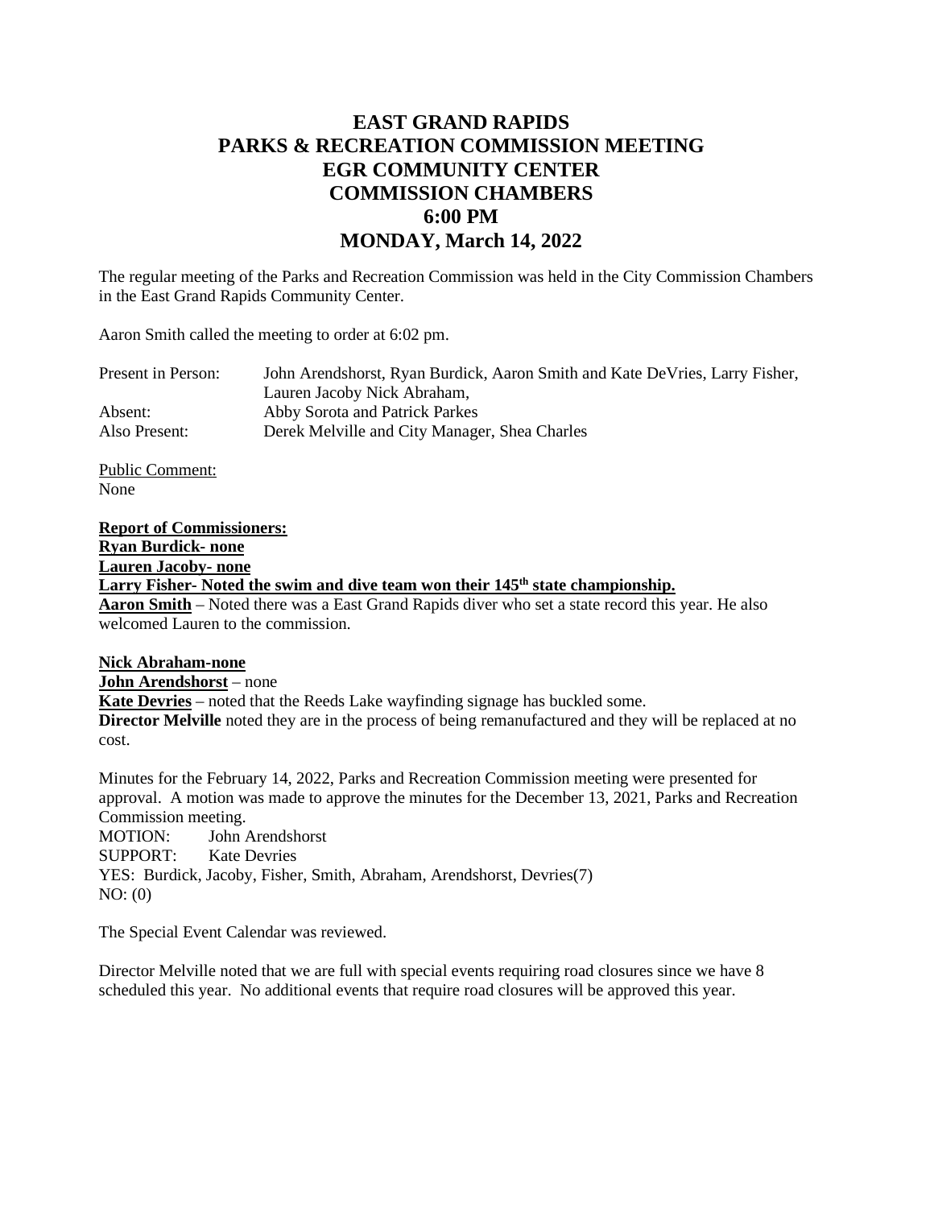# EAST GRAND RAPIDS
# PARKS & RECREATION COMMISSION MEETING
# EGR COMMUNITY CENTER
# COMMISSION CHAMBERS
# 6:00 PM
# MONDAY, March 14, 2022

The regular meeting of the Parks and Recreation Commission was held in the City Commission Chambers in the East Grand Rapids Community Center.

Aaron Smith called the meeting to order at 6:02 pm.

| | |
|---|---|
| Present in Person: | John Arendshorst, Ryan Burdick, Aaron Smith and Kate DeVries, Larry Fisher, Lauren Jacoby Nick Abraham, |
| Absent: | Abby Sorota and Patrick Parkes |
| Also Present: | Derek Melville and City Manager, Shea Charles |

Public Comment:
None

**Report of Commissioners:**
**Ryan Burdick- none**
**Lauren Jacoby- none**
**Larry Fisher- Noted the swim and dive team won their 145th state championship.**
**Aaron Smith** – Noted there was a East Grand Rapids diver who set a state record this year. He also welcomed Lauren to the commission.

**Nick Abraham-none**
**John Arendshorst** – none
**Kate Devries** – noted that the Reeds Lake wayfinding signage has buckled some.
**Director Melville** noted they are in the process of being remanufactured and they will be replaced at no cost.

Minutes for the February 14, 2022, Parks and Recreation Commission meeting were presented for approval. A motion was made to approve the minutes for the December 13, 2021, Parks and Recreation Commission meeting.
MOTION: John Arendshorst
SUPPORT: Kate Devries
YES: Burdick, Jacoby, Fisher, Smith, Abraham, Arendshorst, Devries(7)
NO: (0)

The Special Event Calendar was reviewed.

Director Melville noted that we are full with special events requiring road closures since we have 8 scheduled this year. No additional events that require road closures will be approved this year.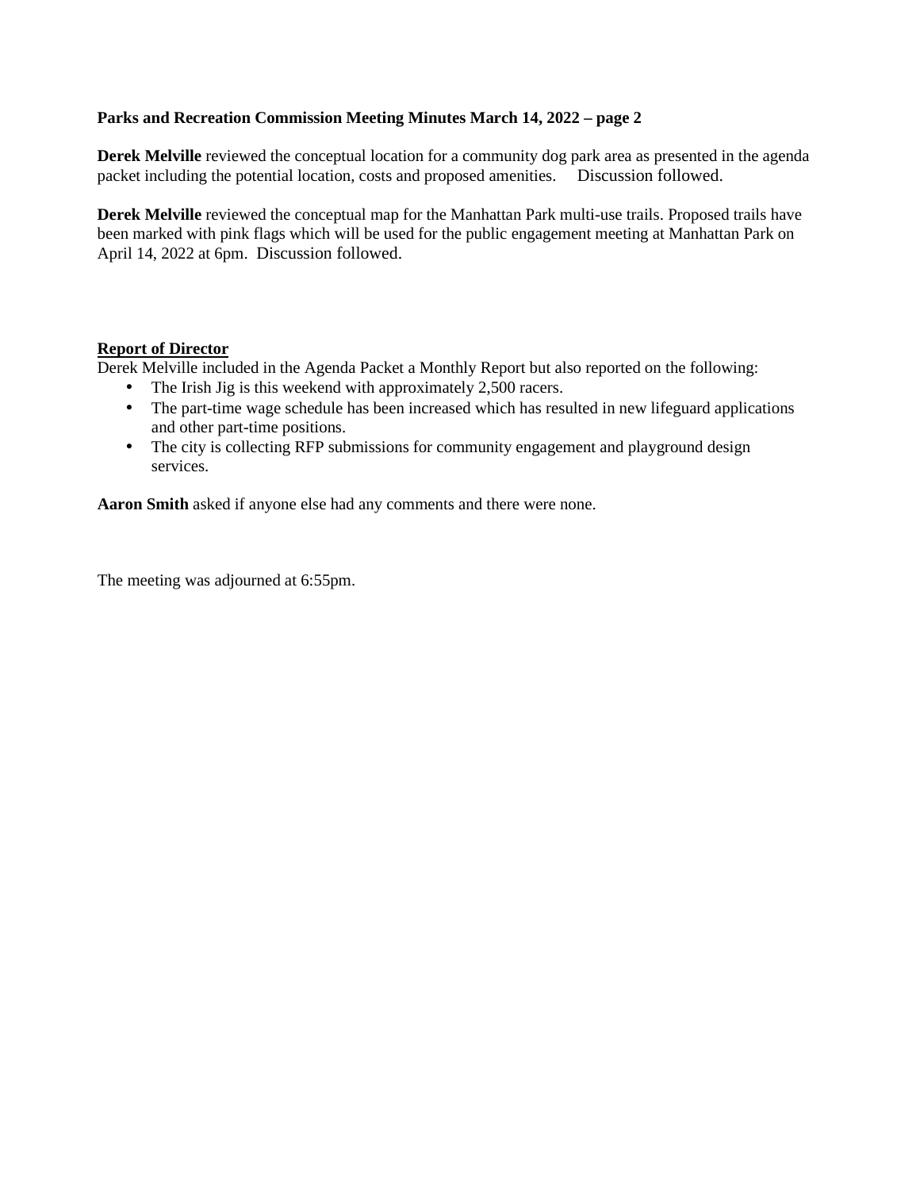**Parks and Recreation Commission Meeting Minutes March 14, 2022 – page 2**

**Derek Melville** reviewed the conceptual location for a community dog park area as presented in the agenda packet including the potential location, costs and proposed amenities. Discussion followed.

**Derek Melville** reviewed the conceptual map for the Manhattan Park multi-use trails. Proposed trails have been marked with pink flags which will be used for the public engagement meeting at Manhattan Park on April 14, 2022 at 6pm. Discussion followed.

**Report of Director**

Derek Melville included in the Agenda Packet a Monthly Report but also reported on the following:

- The Irish Jig is this weekend with approximately 2,500 racers.
- The part-time wage schedule has been increased which has resulted in new lifeguard applications and other part-time positions.
- The city is collecting RFP submissions for community engagement and playground design services.

**Aaron Smith** asked if anyone else had any comments and there were none.

The meeting was adjourned at 6:55pm.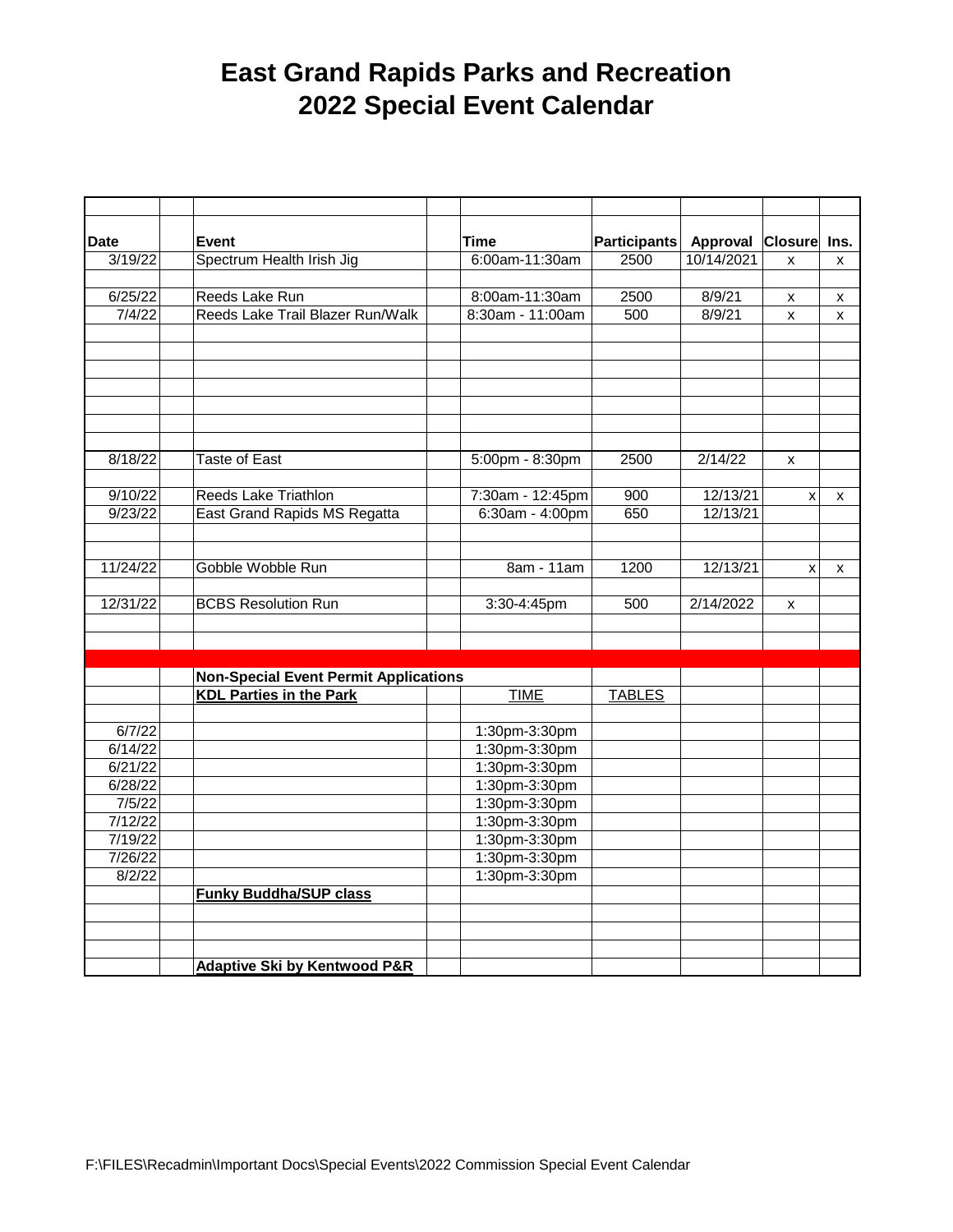# East Grand Rapids Parks and Recreation
# 2022 Special Event Calendar

| Date | Event | Time | Participants | Approval | Closure | Ins. |
|---|---|---|---|---|---|---|
| 3/19/22 | Spectrum Health Irish Jig | 6:00am-11:30am | 2500 | 10/14/2021 | x | x |
| 6/25/22 | Reeds Lake Run | 8:00am-11:30am | 2500 | 8/9/21 | x | x |
| 7/4/22 | Reeds Lake Trail Blazer Run/Walk | 8:30am - 11:00am | 500 | 8/9/21 | x | x |
| 8/18/22 | Taste of East | 5:00pm - 8:30pm | 2500 | 2/14/22 | x | |
| 9/10/22 | Reeds Lake Triathlon | 7:30am - 12:45pm | 900 | 12/13/21 | x | x |
| 9/23/22 | East Grand Rapids MS Regatta | 6:30am - 4:00pm | 650 | 12/13/21 | | |
| 11/24/22 | Gobble Wobble Run | 8am - 11am | 1200 | 12/13/21 | x | x |
| 12/31/22 | BCBS Resolution Run | 3:30-4:45pm | 500 | 2/14/2022 | x | |

| Date | Event | Time | Tables |
|---|---|---|---|
| | **Non-Special Event Permit Applications** | | |
| | **KDL Parties in the Park** | **TIME** | **TABLES** |
| 6/7/22 | | 1:30pm-3:30pm | |
| 6/14/22 | | 1:30pm-3:30pm | |
| 6/21/22 | | 1:30pm-3:30pm | |
| 6/28/22 | | 1:30pm-3:30pm | |
| 7/5/22 | | 1:30pm-3:30pm | |
| 7/12/22 | | 1:30pm-3:30pm | |
| 7/19/22 | | 1:30pm-3:30pm | |
| 7/26/22 | | 1:30pm-3:30pm | |
| 8/2/22 | | 1:30pm-3:30pm | |
| | **Funky Buddha/SUP class** | | |
| | **Adaptive Ski by Kentwood P&R** | | |

F:\FILES\Recadmin\Important Docs\Special Events\2022 Commission Special Event Calendar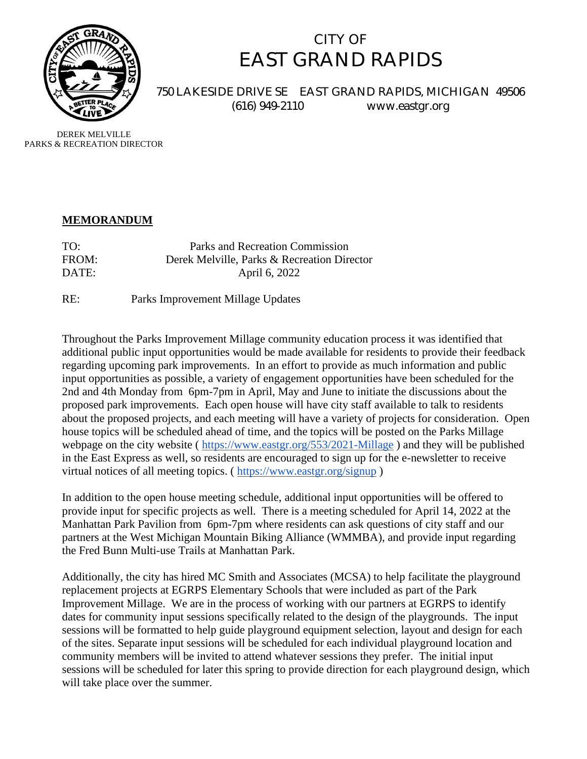CITY OF
EAST GRAND RAPIDS

750 LAKESIDE DRIVE SE EAST GRAND RAPIDS, MICHIGAN 49506
(616) 949-2110 www.eastgr.org

DEREK MELVILLE
PARKS & RECREATION DIRECTOR

**MEMORANDUM**

TO: Parks and Recreation Commission
FROM: Derek Melville, Parks & Recreation Director
DATE: April 6, 2022

RE: Parks Improvement Millage Updates

Throughout the Parks Improvement Millage community education process it was identified that additional public input opportunities would be made available for residents to provide their feedback regarding upcoming park improvements. In an effort to provide as much information and public input opportunities as possible, a variety of engagement opportunities have been scheduled for the 2nd and 4th Monday from 6pm-7pm in April, May and June to initiate the discussions about the proposed park improvements. Each open house will have city staff available to talk to residents about the proposed projects, and each meeting will have a variety of projects for consideration. Open house topics will be scheduled ahead of time, and the topics will be posted on the Parks Millage webpage on the city website ( https://www.eastgr.org/553/2021-Millage ) and they will be published in the East Express as well, so residents are encouraged to sign up for the e-newsletter to receive virtual notices of all meeting topics. ( https://www.eastgr.org/signup )

In addition to the open house meeting schedule, additional input opportunities will be offered to provide input for specific projects as well. There is a meeting scheduled for April 14, 2022 at the Manhattan Park Pavilion from 6pm-7pm where residents can ask questions of city staff and our partners at the West Michigan Mountain Biking Alliance (WMMBA), and provide input regarding the Fred Bunn Multi-use Trails at Manhattan Park.

Additionally, the city has hired MC Smith and Associates (MCSA) to help facilitate the playground replacement projects at EGRPS Elementary Schools that were included as part of the Park Improvement Millage. We are in the process of working with our partners at EGRPS to identify dates for community input sessions specifically related to the design of the playgrounds. The input sessions will be formatted to help guide playground equipment selection, layout and design for each of the sites. Separate input sessions will be scheduled for each individual playground location and community members will be invited to attend whatever sessions they prefer. The initial input sessions will be scheduled for later this spring to provide direction for each playground design, which will take place over the summer.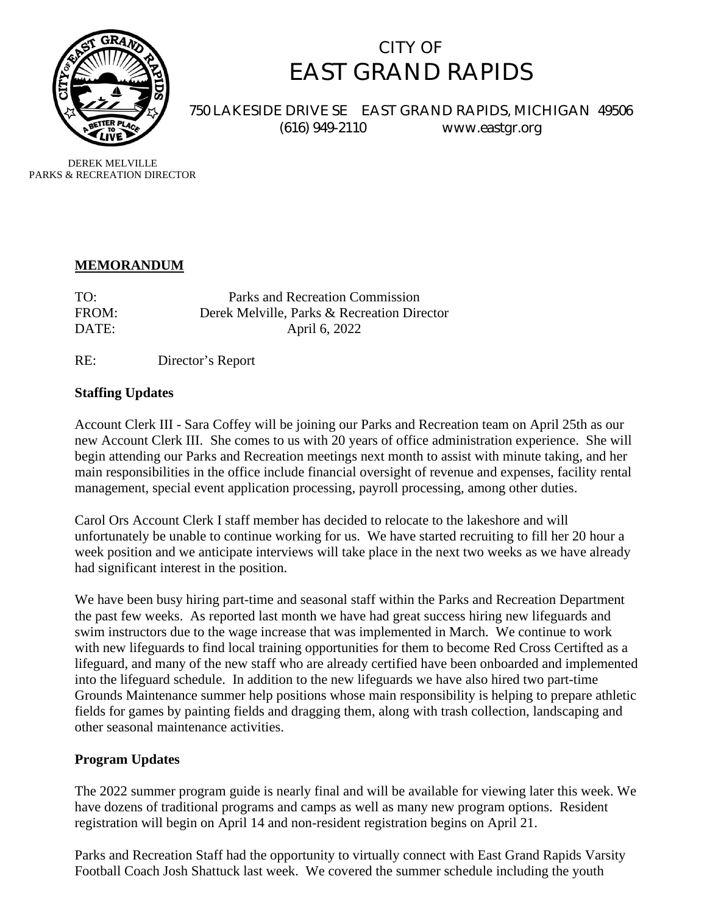# CITY OF EAST GRAND RAPIDS

750 LAKESIDE DRIVE SE EAST GRAND RAPIDS, MICHIGAN 49506
(616) 949-2110 www.eastgr.org

DEREK MELVILLE
PARKS & RECREATION DIRECTOR

**MEMORANDUM**

TO: Parks and Recreation Commission
FROM: Derek Melville, Parks & Recreation Director
DATE: April 6, 2022

RE: Director's Report

## Staffing Updates

Account Clerk III - Sara Coffey will be joining our Parks and Recreation team on April 25th as our new Account Clerk III. She comes to us with 20 years of office administration experience. She will begin attending our Parks and Recreation meetings next month to assist with minute taking, and her main responsibilities in the office include financial oversight of revenue and expenses, facility rental management, special event application processing, payroll processing, among other duties.

Carol Ors Account Clerk I staff member has decided to relocate to the lakeshore and will unfortunately be unable to continue working for us. We have started recruiting to fill her 20 hour a week position and we anticipate interviews will take place in the next two weeks as we have already had significant interest in the position.

We have been busy hiring part-time and seasonal staff within the Parks and Recreation Department the past few weeks. As reported last month we have had great success hiring new lifeguards and swim instructors due to the wage increase that was implemented in March. We continue to work with new lifeguards to find local training opportunities for them to become Red Cross Certifted as a lifeguard, and many of the new staff who are already certified have been onboarded and implemented into the lifeguard schedule. In addition to the new lifeguards we have also hired two part-time Grounds Maintenance summer help positions whose main responsibility is helping to prepare athletic fields for games by painting fields and dragging them, along with trash collection, landscaping and other seasonal maintenance activities.

## Program Updates

The 2022 summer program guide is nearly final and will be available for viewing later this week. We have dozens of traditional programs and camps as well as many new program options. Resident registration will begin on April 14 and non-resident registration begins on April 21.

Parks and Recreation Staff had the opportunity to virtually connect with East Grand Rapids Varsity Football Coach Josh Shattuck last week. We covered the summer schedule including the youth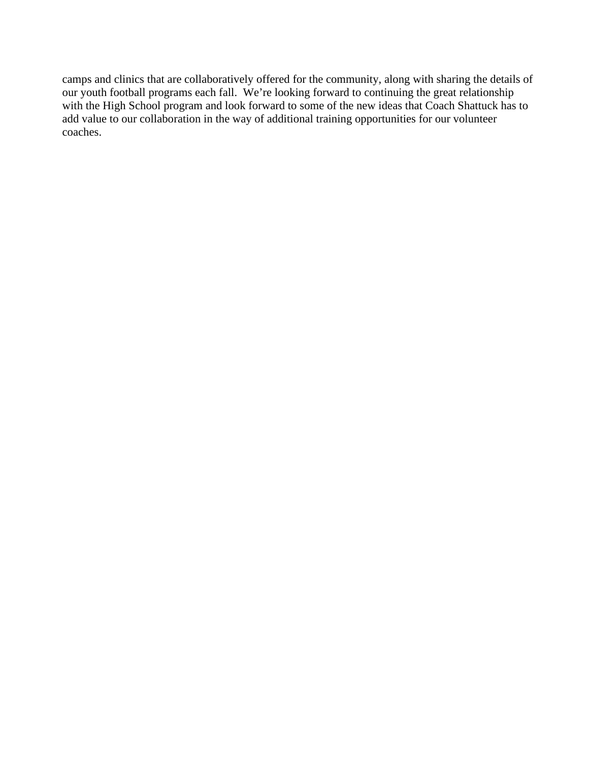camps and clinics that are collaboratively offered for the community, along with sharing the details of our youth football programs each fall. We're looking forward to continuing the great relationship with the High School program and look forward to some of the new ideas that Coach Shattuck has to add value to our collaboration in the way of additional training opportunities for our volunteer coaches.